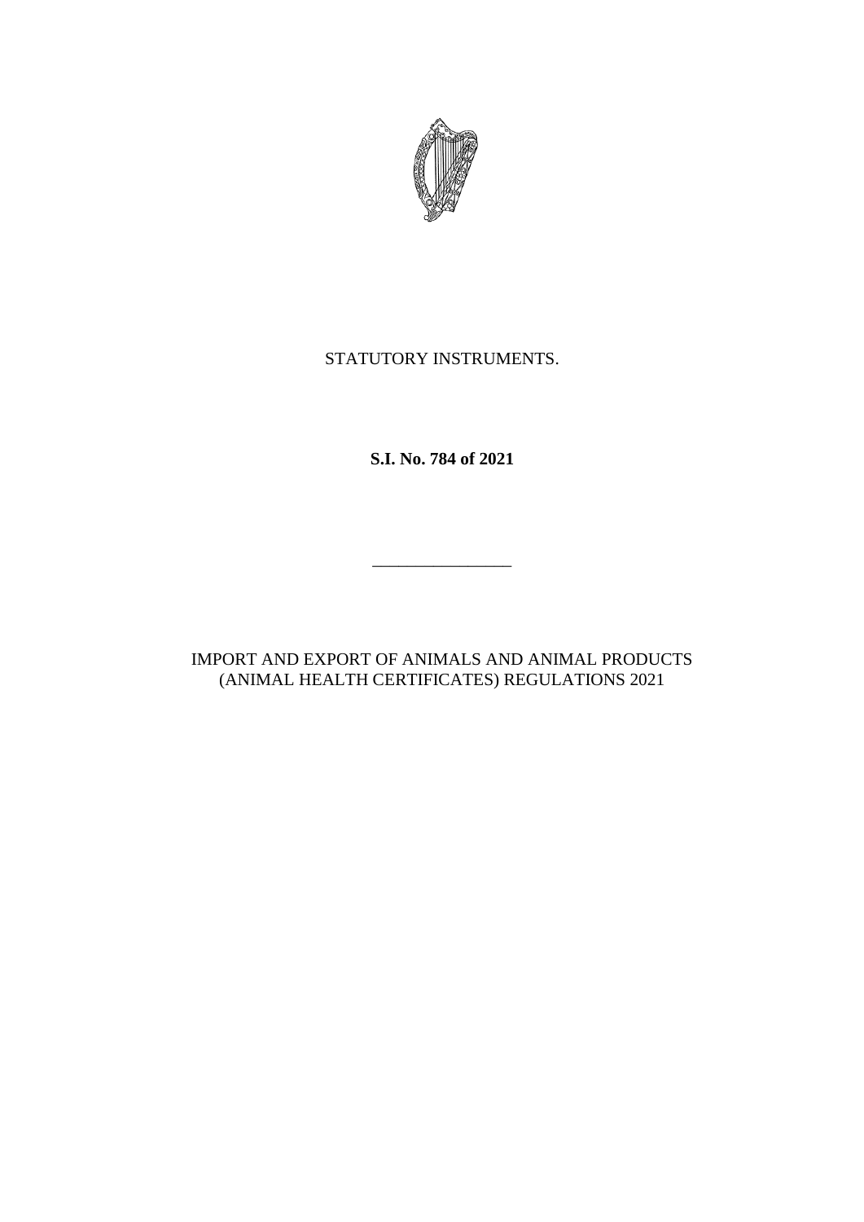STATUTORY INSTRUMENTS.

**S.I. No. 784 of 2021**

---

IMPORT AND EXPORT OF ANIMALS AND ANIMAL PRODUCTS (ANIMAL HEALTH CERTIFICATES) REGULATIONS 2021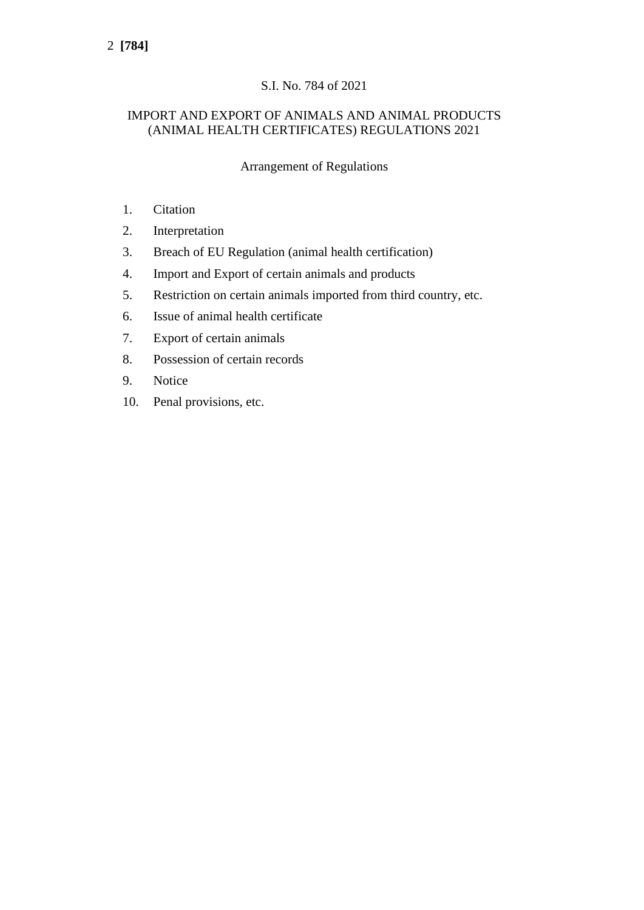S.I. No. 784 of 2021

# IMPORT AND EXPORT OF ANIMALS AND ANIMAL PRODUCTS (ANIMAL HEALTH CERTIFICATES) REGULATIONS 2021

## Arrangement of Regulations

1. Citation
2. Interpretation
3. Breach of EU Regulation (animal health certification)
4. Import and Export of certain animals and products
5. Restriction on certain animals imported from third country, etc.
6. Issue of animal health certificate
7. Export of certain animals
8. Possession of certain records
9. Notice
10. Penal provisions, etc.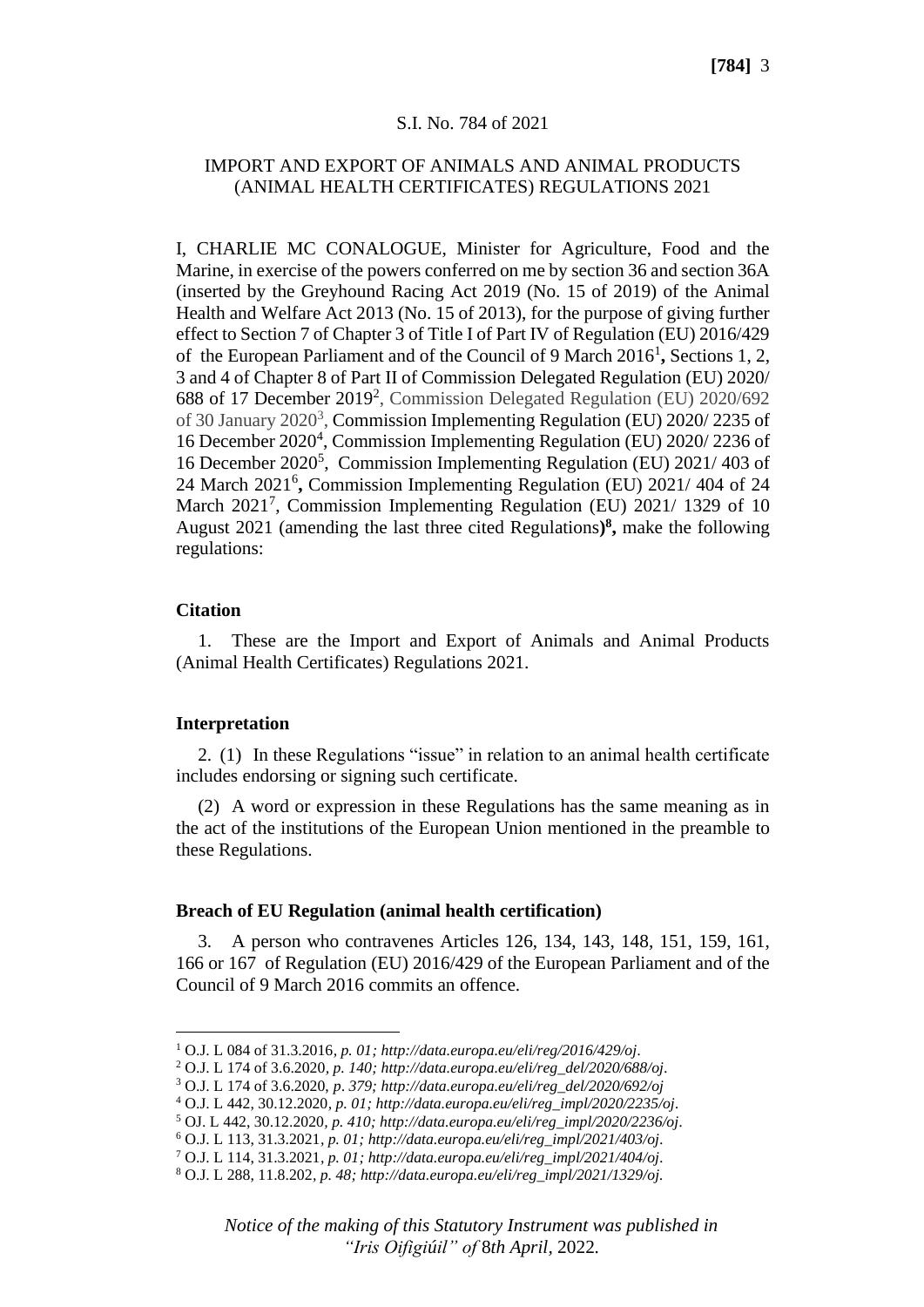S.I. No. 784 of 2021

IMPORT AND EXPORT OF ANIMALS AND ANIMAL PRODUCTS (ANIMAL HEALTH CERTIFICATES) REGULATIONS 2021

I, CHARLIE MC CONALOGUE, Minister for Agriculture, Food and the Marine, in exercise of the powers conferred on me by section 36 and section 36A (inserted by the Greyhound Racing Act 2019 (No. 15 of 2019) of the Animal Health and Welfare Act 2013 (No. 15 of 2013), for the purpose of giving further effect to Section 7 of Chapter 3 of Title I of Part IV of Regulation (EU) 2016/429 of the European Parliament and of the Council of 9 March 2016[1]**,** Sections 1, 2, 3 and 4 of Chapter 8 of Part II of Commission Delegated Regulation (EU) 2020/ 688 of 17 December 2019[2], Commission Delegated Regulation (EU) 2020/692 of 30 January 2020[3], Commission Implementing Regulation (EU) 2020/ 2235 of 16 December 2020[4], Commission Implementing Regulation (EU) 2020/ 2236 of 16 December 2020[5], Commission Implementing Regulation (EU) 2021/ 403 of 24 March 2021[6]**,** Commission Implementing Regulation (EU) 2021/ 404 of 24 March 2021[7], Commission Implementing Regulation (EU) 2021/ 1329 of 10 August 2021 (amending the last three cited Regulations**)**[8]**,** make the following regulations:

### Citation

1. These are the Import and Export of Animals and Animal Products (Animal Health Certificates) Regulations 2021.

### Interpretation

2. (1) In these Regulations "issue" in relation to an animal health certificate includes endorsing or signing such certificate.

(2) A word or expression in these Regulations has the same meaning as in the act of the institutions of the European Union mentioned in the preamble to these Regulations.

### Breach of EU Regulation (animal health certification)

3. A person who contravenes Articles 126, 134, 143, 148, 151, 159, 161, 166 or 167 of Regulation (EU) 2016/429 of the European Parliament and of the Council of 9 March 2016 commits an offence.

---

[1] O.J. L 084 of 31.3.2016*, p. 01; http://data.europa.eu/eli/reg/2016/429/oj*.

[2] O.J. L 174 of 3.6.2020*, p. 140; http://data.europa.eu/eli/reg_del/2020/688/oj*.

[3] O.J. L 174 of 3.6.2020*, p. 379; http://data.europa.eu/eli/reg_del/2020/692/oj*

[4] O.J. L 442, 30.12.2020*, p. 01; http://data.europa.eu/eli/reg_impl/2020/2235/oj*.

[5] OJ. L 442, 30.12.2020*, p. 410; http://data.europa.eu/eli/reg_impl/2020/2236/oj*.

[6] O.J. L 113, 31.3.2021*, p. 01; http://data.europa.eu/eli/reg_impl/2021/403/oj*.

[7] O.J. L 114, 31.3.2021*, p. 01; http://data.europa.eu/eli/reg_impl/2021/404/oj*.

[8] O.J. L 288, 11.8.202*, p. 48; http://data.europa.eu/eli/reg_impl/2021/1329/oj.*

*Notice of the making of this Statutory Instrument was published in "Iris Oifigiúil" of* 8*th April*, 2022.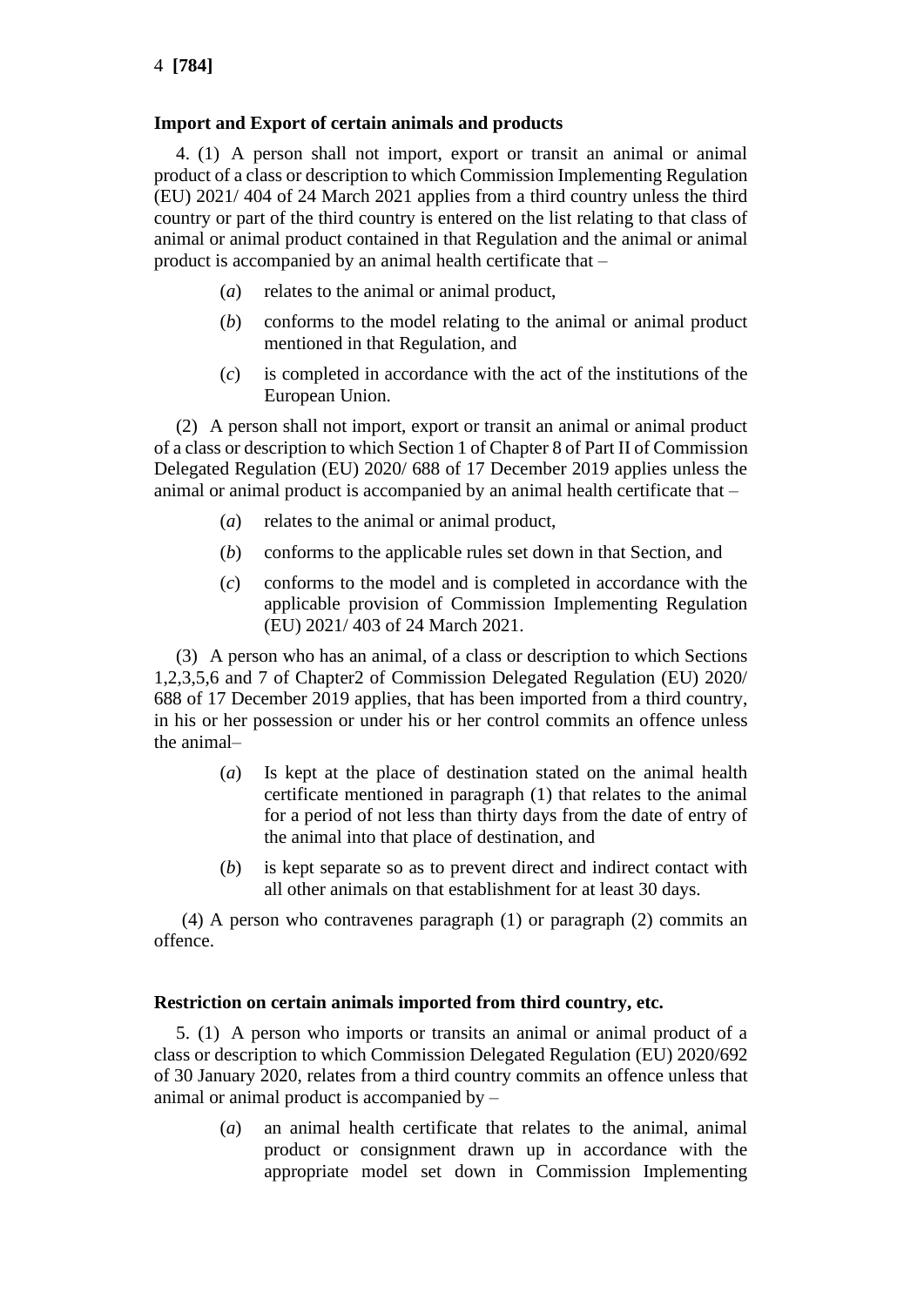**Import and Export of certain animals and products**

4. (1) A person shall not import, export or transit an animal or animal product of a class or description to which Commission Implementing Regulation (EU) 2021/ 404 of 24 March 2021 applies from a third country unless the third country or part of the third country is entered on the list relating to that class of animal or animal product contained in that Regulation and the animal or animal product is accompanied by an animal health certificate that –

(*a*) relates to the animal or animal product,

(*b*) conforms to the model relating to the animal or animal product mentioned in that Regulation, and

(*c*) is completed in accordance with the act of the institutions of the European Union.

(2) A person shall not import, export or transit an animal or animal product of a class or description to which Section 1 of Chapter 8 of Part II of Commission Delegated Regulation (EU) 2020/ 688 of 17 December 2019 applies unless the animal or animal product is accompanied by an animal health certificate that –

(*a*) relates to the animal or animal product,

(*b*) conforms to the applicable rules set down in that Section, and

(*c*) conforms to the model and is completed in accordance with the applicable provision of Commission Implementing Regulation (EU) 2021/ 403 of 24 March 2021.

(3) A person who has an animal, of a class or description to which Sections 1,2,3,5,6 and 7 of Chapter2 of Commission Delegated Regulation (EU) 2020/ 688 of 17 December 2019 applies, that has been imported from a third country, in his or her possession or under his or her control commits an offence unless the animal–

(*a*) Is kept at the place of destination stated on the animal health certificate mentioned in paragraph (1) that relates to the animal for a period of not less than thirty days from the date of entry of the animal into that place of destination, and

(*b*) is kept separate so as to prevent direct and indirect contact with all other animals on that establishment for at least 30 days.

(4) A person who contravenes paragraph (1) or paragraph (2) commits an offence.

**Restriction on certain animals imported from third country, etc.**

5. (1) A person who imports or transits an animal or animal product of a class or description to which Commission Delegated Regulation (EU) 2020/692 of 30 January 2020, relates from a third country commits an offence unless that animal or animal product is accompanied by –

(*a*) an animal health certificate that relates to the animal, animal product or consignment drawn up in accordance with the appropriate model set down in Commission Implementing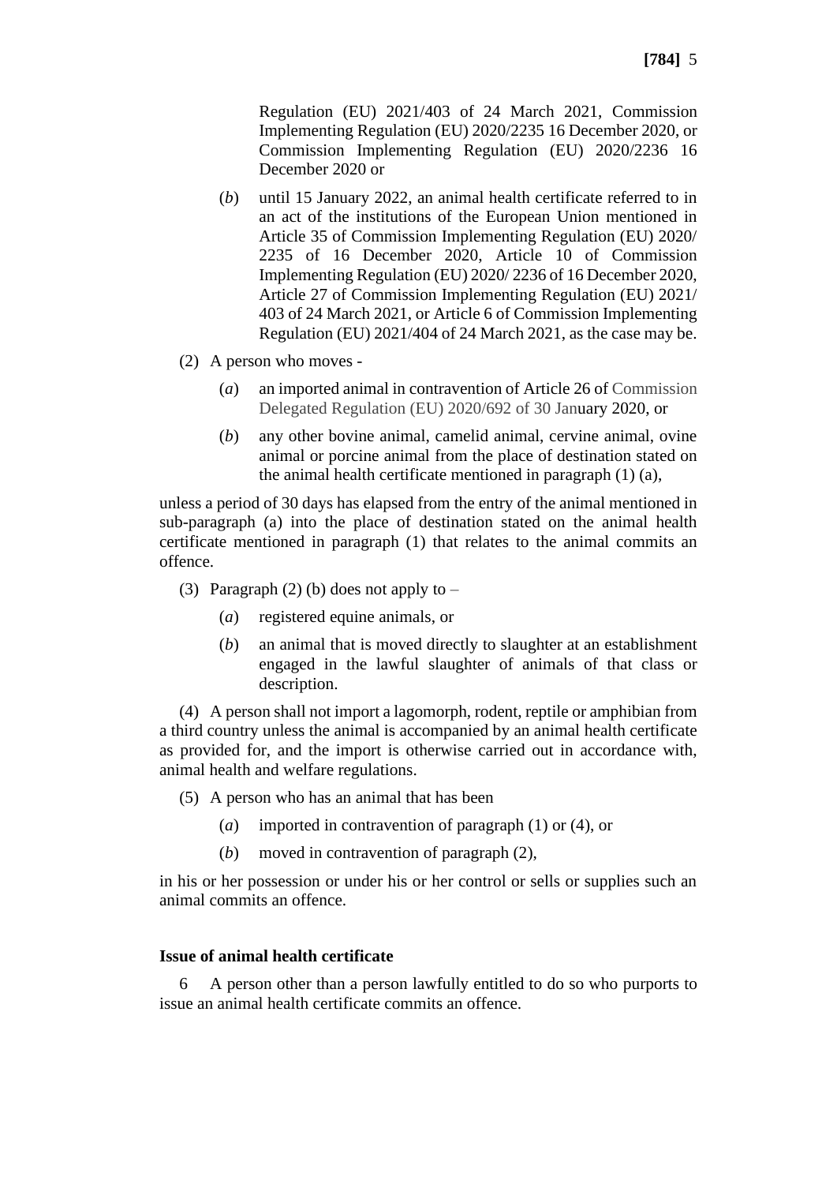Regulation (EU) 2021/403 of 24 March 2021, Commission Implementing Regulation (EU) 2020/2235 16 December 2020, or Commission Implementing Regulation (EU) 2020/2236 16 December 2020 or

(*b*) until 15 January 2022, an animal health certificate referred to in an act of the institutions of the European Union mentioned in Article 35 of Commission Implementing Regulation (EU) 2020/ 2235 of 16 December 2020, Article 10 of Commission Implementing Regulation (EU) 2020/ 2236 of 16 December 2020, Article 27 of Commission Implementing Regulation (EU) 2021/ 403 of 24 March 2021, or Article 6 of Commission Implementing Regulation (EU) 2021/404 of 24 March 2021, as the case may be.

(2) A person who moves -

(*a*) an imported animal in contravention of Article 26 of Commission Delegated Regulation (EU) 2020/692 of 30 January 2020, or

(*b*) any other bovine animal, camelid animal, cervine animal, ovine animal or porcine animal from the place of destination stated on the animal health certificate mentioned in paragraph (1) (a),

unless a period of 30 days has elapsed from the entry of the animal mentioned in sub-paragraph (a) into the place of destination stated on the animal health certificate mentioned in paragraph (1) that relates to the animal commits an offence.

(3) Paragraph (2) (b) does not apply to –

(*a*) registered equine animals, or

(*b*) an animal that is moved directly to slaughter at an establishment engaged in the lawful slaughter of animals of that class or description.

(4) A person shall not import a lagomorph, rodent, reptile or amphibian from a third country unless the animal is accompanied by an animal health certificate as provided for, and the import is otherwise carried out in accordance with, animal health and welfare regulations.

(5) A person who has an animal that has been

(*a*) imported in contravention of paragraph (1) or (4), or

(*b*) moved in contravention of paragraph (2),

in his or her possession or under his or her control or sells or supplies such an animal commits an offence.

**Issue of animal health certificate**

6 A person other than a person lawfully entitled to do so who purports to issue an animal health certificate commits an offence.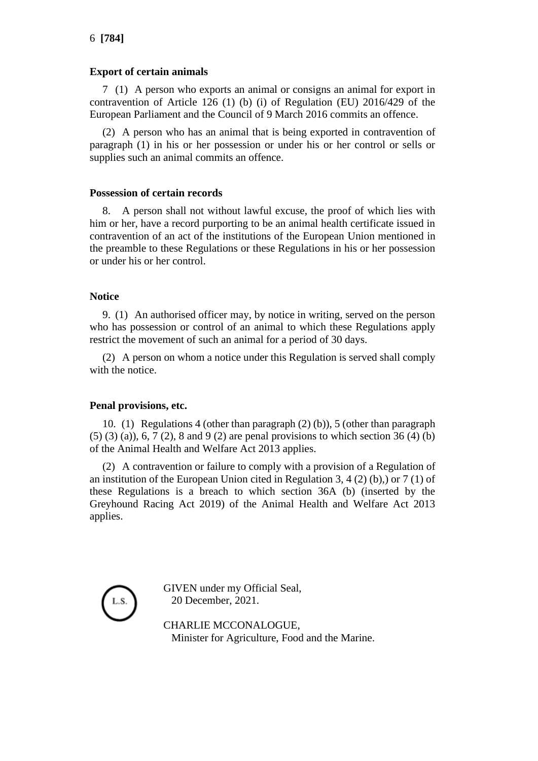**Export of certain animals**

7 (1) A person who exports an animal or consigns an animal for export in contravention of Article 126 (1) (b) (i) of Regulation (EU) 2016/429 of the European Parliament and the Council of 9 March 2016 commits an offence.

(2) A person who has an animal that is being exported in contravention of paragraph (1) in his or her possession or under his or her control or sells or supplies such an animal commits an offence.

**Possession of certain records**

8. A person shall not without lawful excuse, the proof of which lies with him or her, have a record purporting to be an animal health certificate issued in contravention of an act of the institutions of the European Union mentioned in the preamble to these Regulations or these Regulations in his or her possession or under his or her control.

**Notice**

9. (1) An authorised officer may, by notice in writing, served on the person who has possession or control of an animal to which these Regulations apply restrict the movement of such an animal for a period of 30 days.

(2) A person on whom a notice under this Regulation is served shall comply with the notice.

**Penal provisions, etc.**

10. (1) Regulations 4 (other than paragraph (2) (b)), 5 (other than paragraph (5) (3) (a)), 6, 7 (2), 8 and 9 (2) are penal provisions to which section 36 (4) (b) of the Animal Health and Welfare Act 2013 applies.

(2) A contravention or failure to comply with a provision of a Regulation of an institution of the European Union cited in Regulation 3, 4 (2) (b),) or 7 (1) of these Regulations is a breach to which section 36A (b) (inserted by the Greyhound Racing Act 2019) of the Animal Health and Welfare Act 2013 applies.

L.S.

GIVEN under my Official Seal,
20 December, 2021.

CHARLIE MCCONALOGUE,
Minister for Agriculture, Food and the Marine.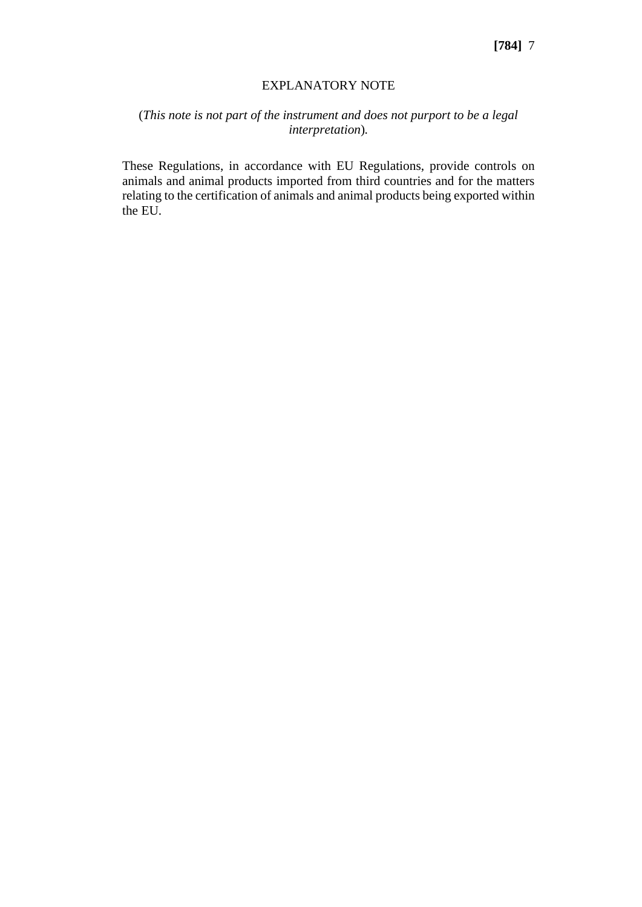## EXPLANATORY NOTE

(*This note is not part of the instrument and does not purport to be a legal interpretation*).

These Regulations, in accordance with EU Regulations, provide controls on animals and animal products imported from third countries and for the matters relating to the certification of animals and animal products being exported within the EU.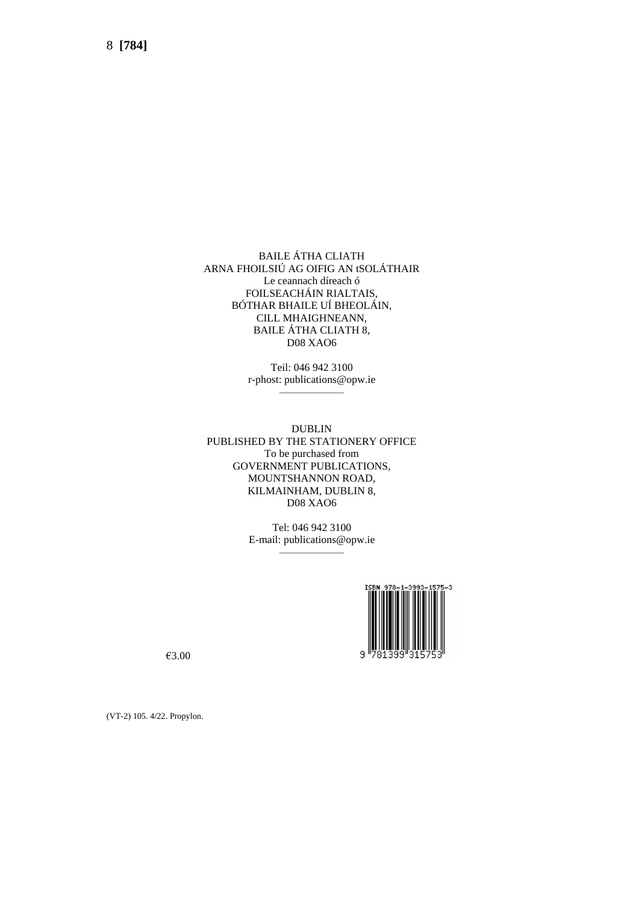BAILE ÁTHA CLIATH
ARNA FHOILSIÚ AG OIFIG AN tSOLÁTHAIR
Le ceannach díreach ó
FOILSEACHÁIN RIALTAIS,
BÓTHAR BHAILE UÍ BHEOLÁIN,
CILL MHAIGHNEANN,
BAILE ÁTHA CLIATH 8,
D08 XAO6

Teil: 046 942 3100
r-phost: publications@opw.ie

---

DUBLIN
PUBLISHED BY THE STATIONERY OFFICE
To be purchased from
GOVERNMENT PUBLICATIONS,
MOUNTSHANNON ROAD,
KILMAINHAM, DUBLIN 8,
D08 XAO6

Tel: 046 942 3100
E-mail: publications@opw.ie

---

ISBN 978-1-3993-1575-3

9 781399 315753

€3.00

(VT-2) 105. 4/22. Propylon.